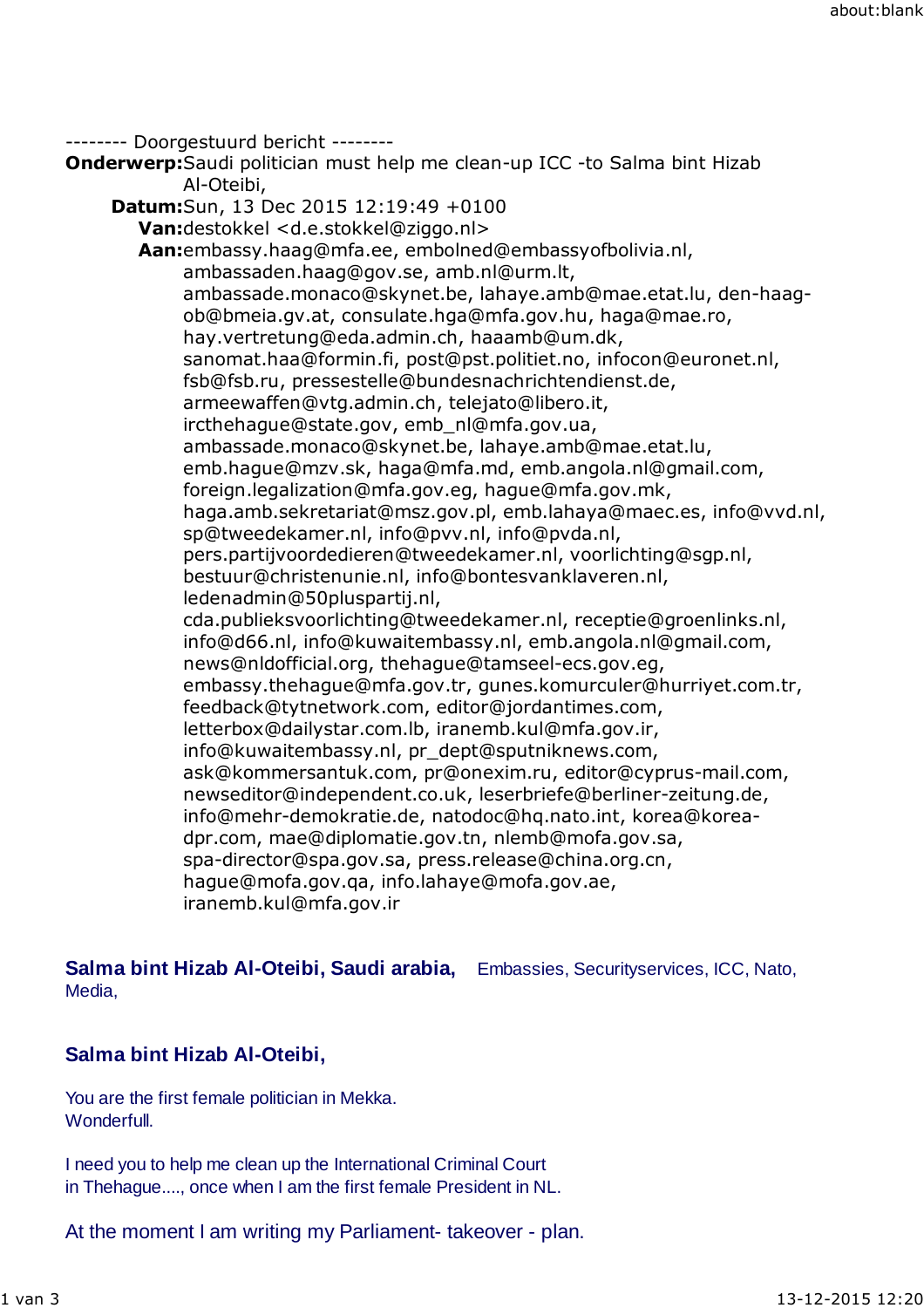-------- Doorgestuurd bericht --------

**Onderwerp:** Saudi politician must help me clean-up ICC -to Salma bint Hizab Al-Oteibi,

**Datum:** Sun, 13 Dec 2015 12:19:49 +0100

**Van:** destokkel <d.e.stokkel@ziggo.nl>

**Aan:** embassy.haag@mfa.ee, embolned@embassyofbolivia.nl, ambassaden.haag@gov.se, amb.nl@urm.lt, ambassade.monaco@skynet.be, lahaye.amb@mae.etat.lu, den-haag-ob@bmeia.gv.at, consulate.hga@mfa.gov.hu, haga@mae.ro, hay.vertretung@eda.admin.ch, haaamb@um.dk, sanomat.haa@formin.fi, post@pst.politiet.no, infocon@euronet.nl, fsb@fsb.ru, pressestelle@bundesnachrichtendienst.de, armeewaffen@vtg.admin.ch, telejato@libero.it, ircthehague@state.gov, emb_nl@mfa.gov.ua, ambassade.monaco@skynet.be, lahaye.amb@mae.etat.lu, emb.hague@mzv.sk, haga@mfa.md, emb.angola.nl@gmail.com, foreign.legalization@mfa.gov.eg, hague@mfa.gov.mk, haga.amb.sekretariat@msz.gov.pl, emb.lahaya@maec.es, info@vvd.nl, sp@tweedekamer.nl, info@pvv.nl, info@pvda.nl, pers.partijvoordedieren@tweedekamer.nl, voorlichting@sgp.nl, bestuur@christenunie.nl, info@bontesvanklaveren.nl, ledenadmin@50pluspartij.nl, cda.publieksvoorlichting@tweedekamer.nl, receptie@groenlinks.nl, info@d66.nl, info@kuwaitembassy.nl, emb.angola.nl@gmail.com, news@nldofficial.org, thehague@tamseel-ecs.gov.eg, embassy.thehague@mfa.gov.tr, gunes.komurculer@hurriyet.com.tr, feedback@tytnetwork.com, editor@jordantimes.com, letterbox@dailystar.com.lb, iranemb.kul@mfa.gov.ir, info@kuwaitembassy.nl, pr_dept@sputniknews.com, ask@kommersantuk.com, pr@onexim.ru, editor@cyprus-mail.com, newseditor@independent.co.uk, leserbriefe@berliner-zeitung.de, info@mehr-demokratie.de, natodoc@hq.nato.int, korea@korea-dpr.com, mae@diplomatie.gov.tn, nlemb@mofa.gov.sa, spa-director@spa.gov.sa, press.release@china.org.cn, hague@mofa.gov.qa, info.lahaye@mofa.gov.ae, iranemb.kul@mfa.gov.ir

**Salma bint Hizab Al-Oteibi, Saudi arabia,** Embassies, Securityservices, ICC, Nato, Media,

**Salma bint Hizab Al-Oteibi,**

You are the first female politician in Mekka.
Wonderfull.

I need you to help me clean up the International Criminal Court
in Thehague...., once when I am the first female President in NL.

At the moment I am writing my Parliament- takeover - plan.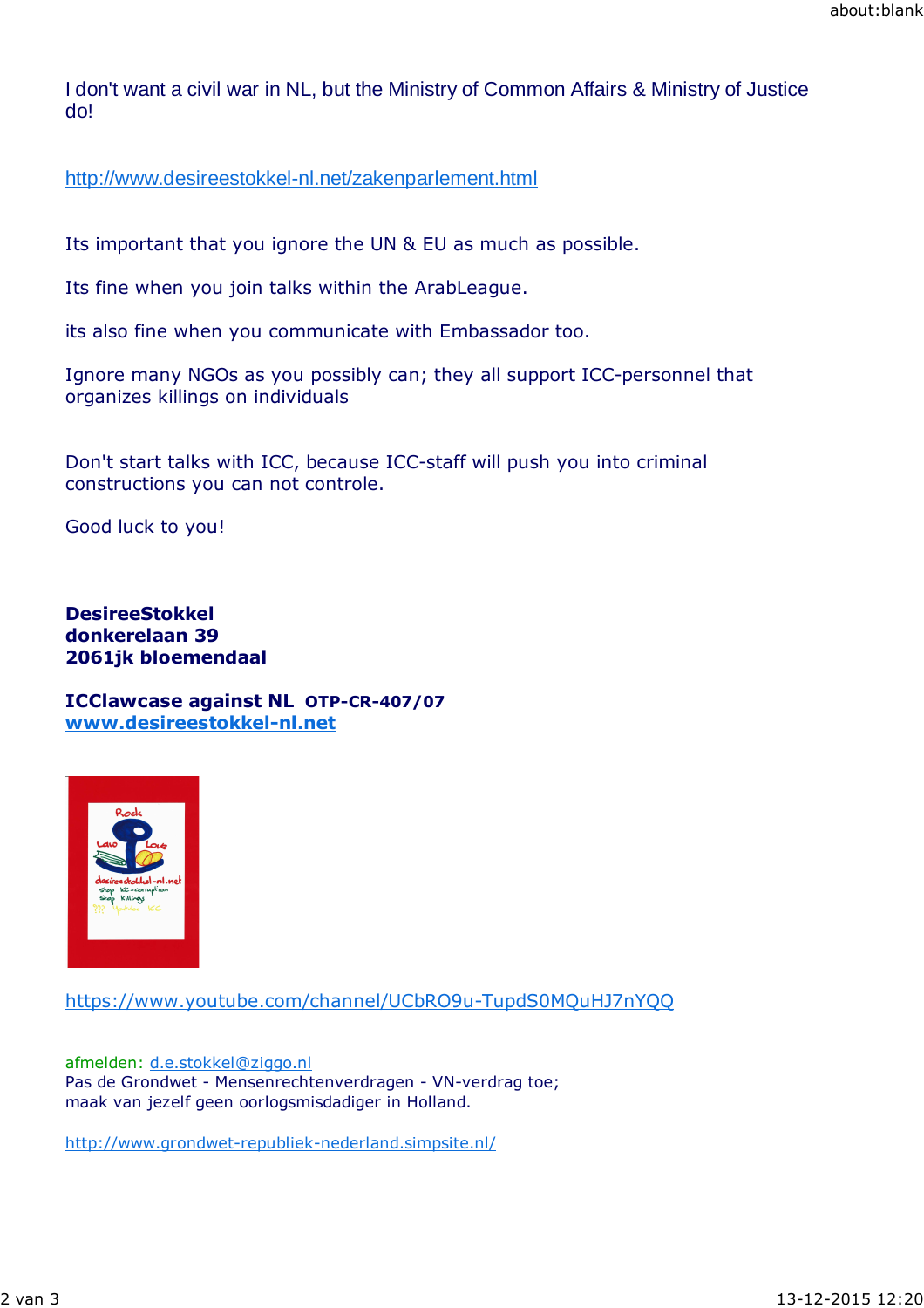I don't want a civil war in NL, but the Ministry of Common Affairs & Ministry of Justice do!

http://www.desireestokkel-nl.net/zakenparlement.html

Its important that you ignore the UN & EU as much as possible.

Its fine when you join talks within the ArabLeague.

its also fine when you communicate with Embassador too.

Ignore many NGOs as you possibly can; they all support ICC-personnel that organizes killings on individuals

Don't start talks with ICC, because ICC-staff will push you into criminal constructions you can not controle.

Good luck to you!

**DesireeStokkel**
**donkerelaan 39**
**2061jk bloemendaal**

**ICClawcase against NL OTP-CR-407/07**
**www.desireestokkel-nl.net**

https://www.youtube.com/channel/UCbRO9u-TupdS0MQuHJ7nYQQ

afmelden: d.e.stokkel@ziggo.nl
Pas de Grondwet - Mensenrechtenverdragen - VN-verdrag toe;
maak van jezelf geen oorlogsmisdadiger in Holland.

http://www.grondwet-republiek-nederland.simpsite.nl/